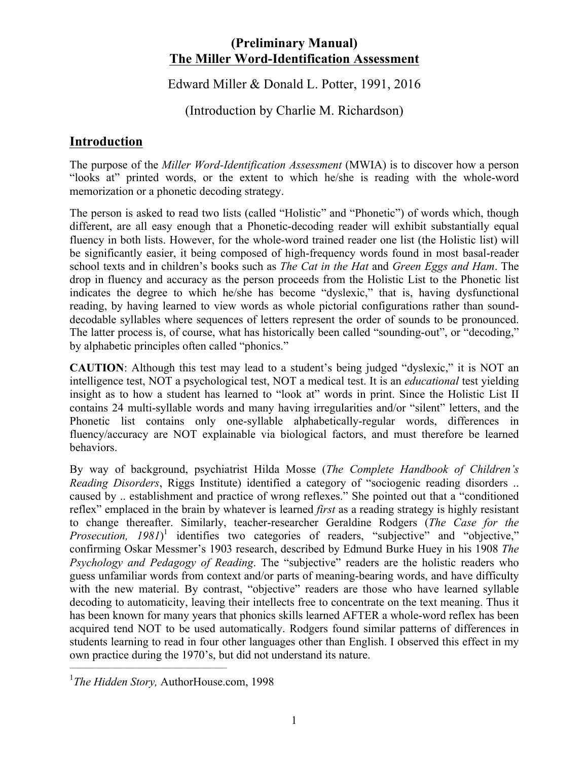# (Preliminary Manual)
# The Miller Word-Identification Assessment

Edward Miller & Donald L. Potter, 1991, 2016

(Introduction by Charlie M. Richardson)

## Introduction

The purpose of the *Miller Word-Identification Assessment* (MWIA) is to discover how a person "looks at" printed words, or the extent to which he/she is reading with the whole-word memorization or a phonetic decoding strategy.

The person is asked to read two lists (called "Holistic" and "Phonetic") of words which, though different, are all easy enough that a Phonetic-decoding reader will exhibit substantially equal fluency in both lists. However, for the whole-word trained reader one list (the Holistic list) will be significantly easier, it being composed of high-frequency words found in most basal-reader school texts and in children's books such as *The Cat in the Hat* and *Green Eggs and Ham*. The drop in fluency and accuracy as the person proceeds from the Holistic List to the Phonetic list indicates the degree to which he/she has become "dyslexic," that is, having dysfunctional reading, by having learned to view words as whole pictorial configurations rather than sound-decodable syllables where sequences of letters represent the order of sounds to be pronounced. The latter process is, of course, what has historically been called "sounding-out", or "decoding," by alphabetic principles often called "phonics."

**CAUTION**: Although this test may lead to a student's being judged "dyslexic," it is NOT an intelligence test, NOT a psychological test, NOT a medical test. It is an *educational* test yielding insight as to how a student has learned to "look at" words in print. Since the Holistic List II contains 24 multi-syllable words and many having irregularities and/or "silent" letters, and the Phonetic list contains only one-syllable alphabetically-regular words, differences in fluency/accuracy are NOT explainable via biological factors, and must therefore be learned behaviors.

By way of background, psychiatrist Hilda Mosse (*The Complete Handbook of Children's Reading Disorders*, Riggs Institute) identified a category of "sociogenic reading disorders .. caused by .. establishment and practice of wrong reflexes." She pointed out that a "conditioned reflex" emplaced in the brain by whatever is learned *first* as a reading strategy is highly resistant to change thereafter. Similarly, teacher-researcher Geraldine Rodgers (*The Case for the Prosecution, 1981*)[1] identifies two categories of readers, "subjective" and "objective," confirming Oskar Messmer's 1903 research, described by Edmund Burke Huey in his 1908 *The Psychology and Pedagogy of Reading*. The "subjective" readers are the holistic readers who guess unfamiliar words from context and/or parts of meaning-bearing words, and have difficulty with the new material. By contrast, "objective" readers are those who have learned syllable decoding to automaticity, leaving their intellects free to concentrate on the text meaning. Thus it has been known for many years that phonics skills learned AFTER a whole-word reflex has been acquired tend NOT to be used automatically. Rodgers found similar patterns of differences in students learning to read in four other languages other than English. I observed this effect in my own practice during the 1970's, but did not understand its nature.

---

[1] *The Hidden Story,* AuthorHouse.com, 1998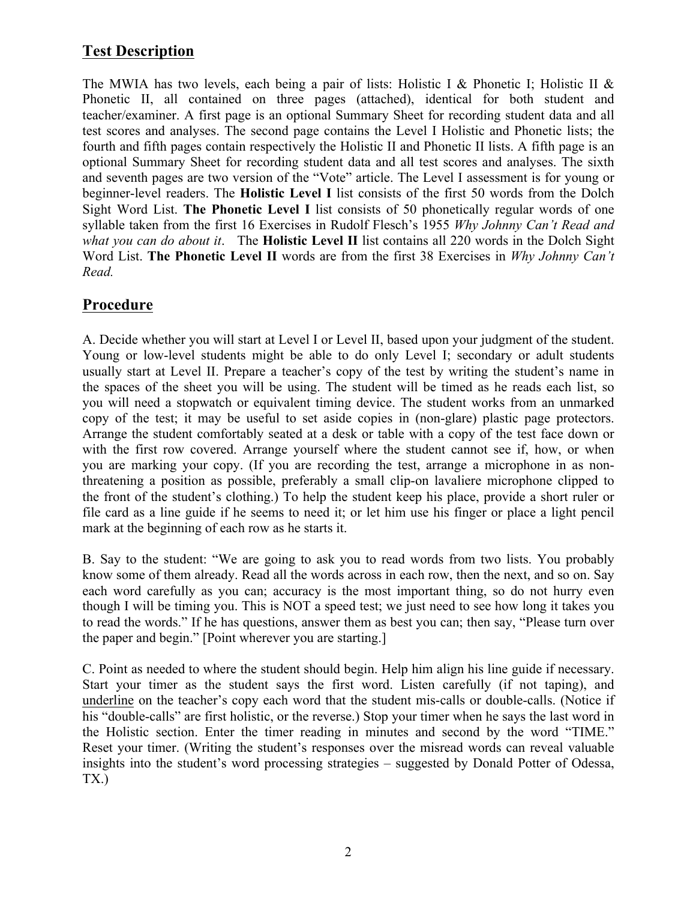## Test Description

The MWIA has two levels, each being a pair of lists: Holistic I & Phonetic I; Holistic II & Phonetic II, all contained on three pages (attached), identical for both student and teacher/examiner. A first page is an optional Summary Sheet for recording student data and all test scores and analyses. The second page contains the Level I Holistic and Phonetic lists; the fourth and fifth pages contain respectively the Holistic II and Phonetic II lists. A fifth page is an optional Summary Sheet for recording student data and all test scores and analyses. The sixth and seventh pages are two version of the "Vote" article. The Level I assessment is for young or beginner-level readers. The **Holistic Level I** list consists of the first 50 words from the Dolch Sight Word List. **The Phonetic Level I** list consists of 50 phonetically regular words of one syllable taken from the first 16 Exercises in Rudolf Flesch's 1955 *Why Johnny Can't Read and what you can do about it*. The **Holistic Level II** list contains all 220 words in the Dolch Sight Word List. **The Phonetic Level II** words are from the first 38 Exercises in *Why Johnny Can't Read.*

## Procedure

A. Decide whether you will start at Level I or Level II, based upon your judgment of the student. Young or low-level students might be able to do only Level I; secondary or adult students usually start at Level II. Prepare a teacher's copy of the test by writing the student's name in the spaces of the sheet you will be using. The student will be timed as he reads each list, so you will need a stopwatch or equivalent timing device. The student works from an unmarked copy of the test; it may be useful to set aside copies in (non-glare) plastic page protectors. Arrange the student comfortably seated at a desk or table with a copy of the test face down or with the first row covered. Arrange yourself where the student cannot see if, how, or when you are marking your copy. (If you are recording the test, arrange a microphone in as non-threatening a position as possible, preferably a small clip-on lavaliere microphone clipped to the front of the student's clothing.) To help the student keep his place, provide a short ruler or file card as a line guide if he seems to need it; or let him use his finger or place a light pencil mark at the beginning of each row as he starts it.

B. Say to the student: "We are going to ask you to read words from two lists. You probably know some of them already. Read all the words across in each row, then the next, and so on. Say each word carefully as you can; accuracy is the most important thing, so do not hurry even though I will be timing you. This is NOT a speed test; we just need to see how long it takes you to read the words." If he has questions, answer them as best you can; then say, "Please turn over the paper and begin." [Point wherever you are starting.]

C. Point as needed to where the student should begin. Help him align his line guide if necessary. Start your timer as the student says the first word. Listen carefully (if not taping), and <u>underline</u> on the teacher's copy each word that the student mis-calls or double-calls. (Notice if his "double-calls" are first holistic, or the reverse.) Stop your timer when he says the last word in the Holistic section. Enter the timer reading in minutes and second by the word "TIME." Reset your timer. (Writing the student's responses over the misread words can reveal valuable insights into the student's word processing strategies – suggested by Donald Potter of Odessa, TX.)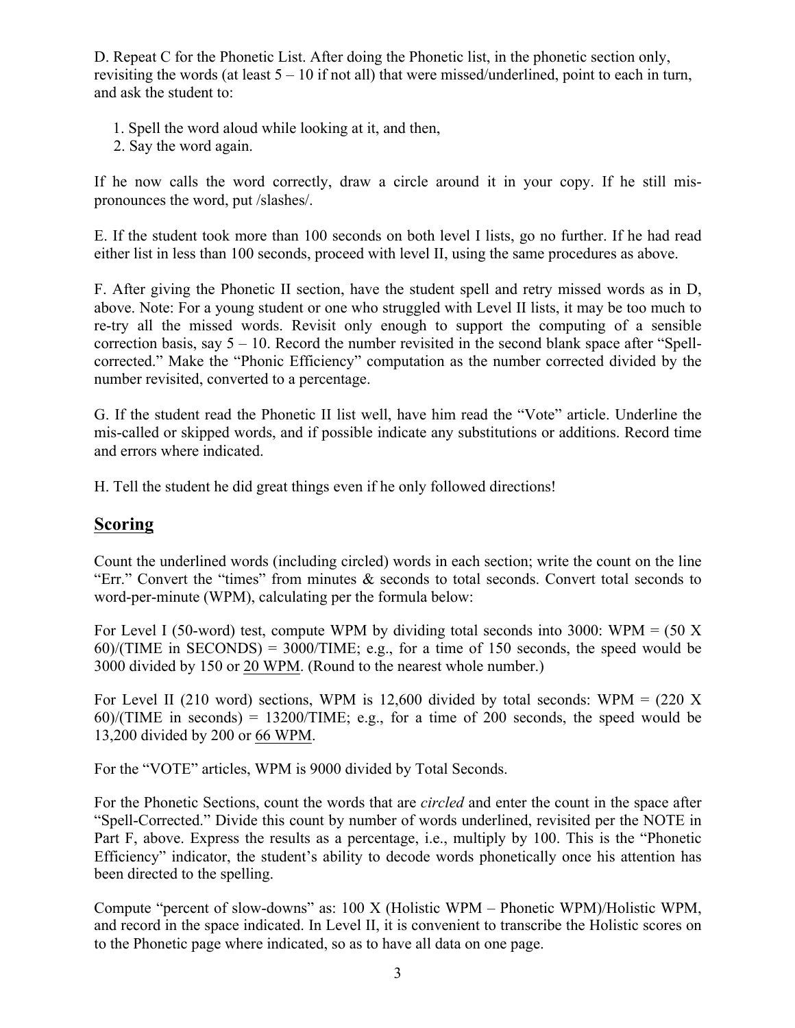D. Repeat C for the Phonetic List. After doing the Phonetic list, in the phonetic section only, revisiting the words (at least 5 – 10 if not all) that were missed/underlined, point to each in turn, and ask the student to:

1. Spell the word aloud while looking at it, and then,
2. Say the word again.

If he now calls the word correctly, draw a circle around it in your copy. If he still mis-pronounces the word, put /slashes/.

E. If the student took more than 100 seconds on both level I lists, go no further. If he had read either list in less than 100 seconds, proceed with level II, using the same procedures as above.

F. After giving the Phonetic II section, have the student spell and retry missed words as in D, above. Note: For a young student or one who struggled with Level II lists, it may be too much to re-try all the missed words. Revisit only enough to support the computing of a sensible correction basis, say 5 – 10. Record the number revisited in the second blank space after "Spell-corrected." Make the "Phonic Efficiency" computation as the number corrected divided by the number revisited, converted to a percentage.

G. If the student read the Phonetic II list well, have him read the "Vote" article. Underline the mis-called or skipped words, and if possible indicate any substitutions or additions. Record time and errors where indicated.

H. Tell the student he did great things even if he only followed directions!

## Scoring

Count the underlined words (including circled) words in each section; write the count on the line "Err." Convert the "times" from minutes & seconds to total seconds. Convert total seconds to word-per-minute (WPM), calculating per the formula below:

For Level I (50-word) test, compute WPM by dividing total seconds into 3000: WPM = (50 X 60)/(TIME in SECONDS) = 3000/TIME; e.g., for a time of 150 seconds, the speed would be 3000 divided by 150 or <u>20 WPM</u>. (Round to the nearest whole number.)

For Level II (210 word) sections, WPM is 12,600 divided by total seconds: WPM = (220 X 60)/(TIME in seconds) = 13200/TIME; e.g., for a time of 200 seconds, the speed would be 13,200 divided by 200 or <u>66 WPM</u>.

For the "VOTE" articles, WPM is 9000 divided by Total Seconds.

For the Phonetic Sections, count the words that are *circled* and enter the count in the space after "Spell-Corrected." Divide this count by number of words underlined, revisited per the NOTE in Part F, above. Express the results as a percentage, i.e., multiply by 100. This is the "Phonetic Efficiency" indicator, the student's ability to decode words phonetically once his attention has been directed to the spelling.

Compute "percent of slow-downs" as: 100 X (Holistic WPM – Phonetic WPM)/Holistic WPM, and record in the space indicated. In Level II, it is convenient to transcribe the Holistic scores on to the Phonetic page where indicated, so as to have all data on one page.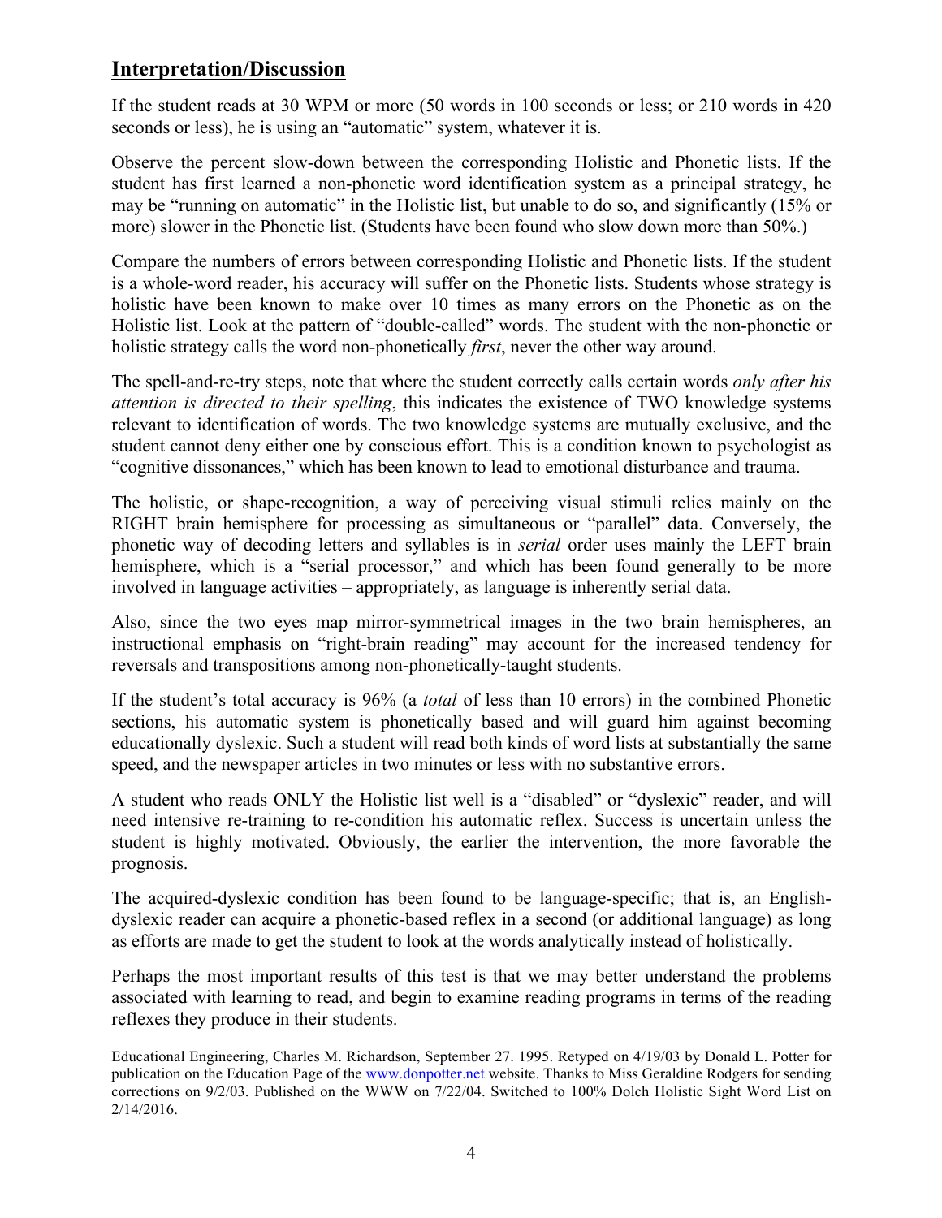## Interpretation/Discussion

If the student reads at 30 WPM or more (50 words in 100 seconds or less; or 210 words in 420 seconds or less), he is using an "automatic" system, whatever it is.

Observe the percent slow-down between the corresponding Holistic and Phonetic lists. If the student has first learned a non-phonetic word identification system as a principal strategy, he may be "running on automatic" in the Holistic list, but unable to do so, and significantly (15% or more) slower in the Phonetic list. (Students have been found who slow down more than 50%.)

Compare the numbers of errors between corresponding Holistic and Phonetic lists. If the student is a whole-word reader, his accuracy will suffer on the Phonetic lists. Students whose strategy is holistic have been known to make over 10 times as many errors on the Phonetic as on the Holistic list. Look at the pattern of "double-called" words. The student with the non-phonetic or holistic strategy calls the word non-phonetically *first*, never the other way around.

The spell-and-re-try steps, note that where the student correctly calls certain words *only after his attention is directed to their spelling*, this indicates the existence of TWO knowledge systems relevant to identification of words. The two knowledge systems are mutually exclusive, and the student cannot deny either one by conscious effort. This is a condition known to psychologist as "cognitive dissonances," which has been known to lead to emotional disturbance and trauma.

The holistic, or shape-recognition, a way of perceiving visual stimuli relies mainly on the RIGHT brain hemisphere for processing as simultaneous or "parallel" data. Conversely, the phonetic way of decoding letters and syllables is in *serial* order uses mainly the LEFT brain hemisphere, which is a "serial processor," and which has been found generally to be more involved in language activities – appropriately, as language is inherently serial data.

Also, since the two eyes map mirror-symmetrical images in the two brain hemispheres, an instructional emphasis on "right-brain reading" may account for the increased tendency for reversals and transpositions among non-phonetically-taught students.

If the student's total accuracy is 96% (a *total* of less than 10 errors) in the combined Phonetic sections, his automatic system is phonetically based and will guard him against becoming educationally dyslexic. Such a student will read both kinds of word lists at substantially the same speed, and the newspaper articles in two minutes or less with no substantive errors.

A student who reads ONLY the Holistic list well is a "disabled" or "dyslexic" reader, and will need intensive re-training to re-condition his automatic reflex. Success is uncertain unless the student is highly motivated. Obviously, the earlier the intervention, the more favorable the prognosis.

The acquired-dyslexic condition has been found to be language-specific; that is, an English-dyslexic reader can acquire a phonetic-based reflex in a second (or additional language) as long as efforts are made to get the student to look at the words analytically instead of holistically.

Perhaps the most important results of this test is that we may better understand the problems associated with learning to read, and begin to examine reading programs in terms of the reading reflexes they produce in their students.

Educational Engineering, Charles M. Richardson, September 27. 1995. Retyped on 4/19/03 by Donald L. Potter for publication on the Education Page of the www.donpotter.net website. Thanks to Miss Geraldine Rodgers for sending corrections on 9/2/03. Published on the WWW on 7/22/04. Switched to 100% Dolch Holistic Sight Word List on 2/14/2016.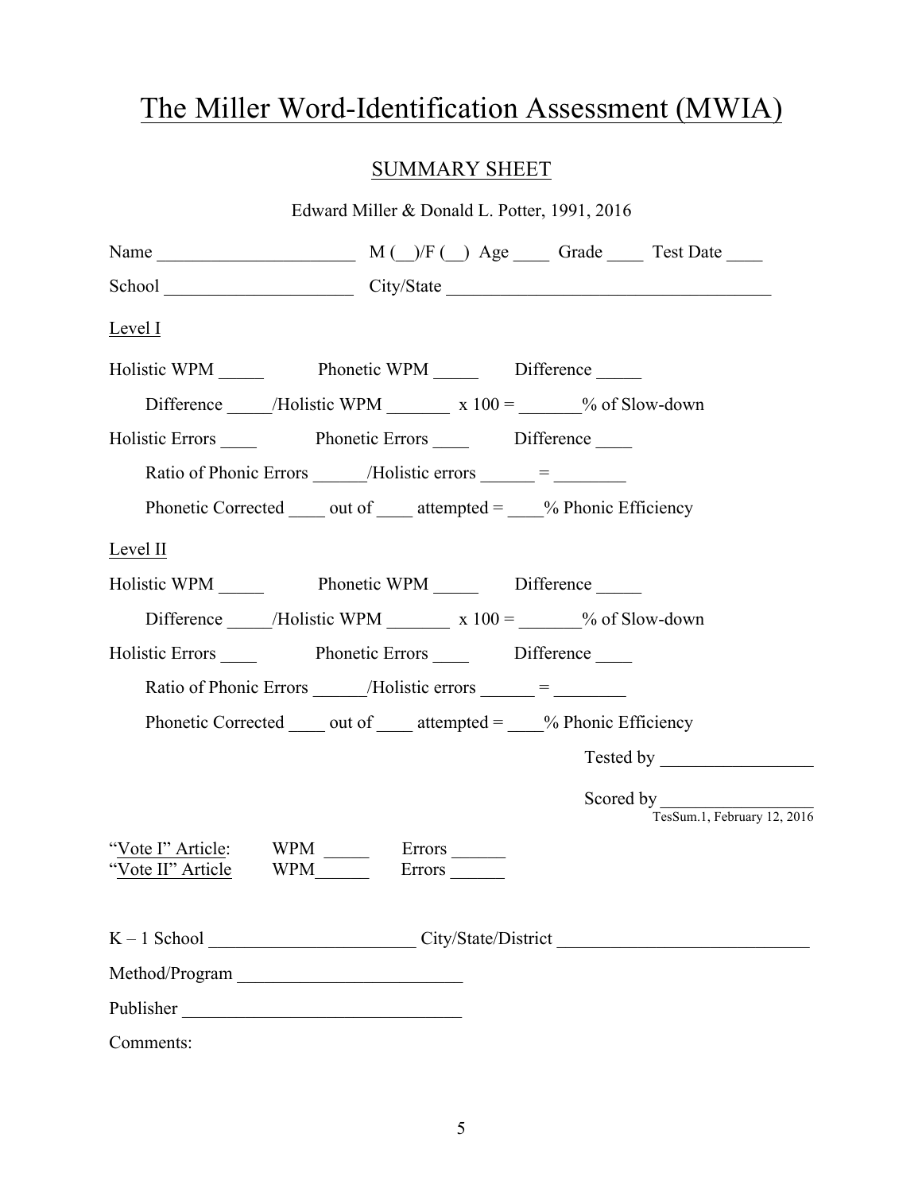# The Miller Word-Identification Assessment (MWIA)

## SUMMARY SHEET

Edward Miller & Donald L. Potter, 1991, 2016

Name ______________________ M (__)/F (__) Age ____ Grade ____ Test Date ____

School ____________________ City/State ___________________________________

Level I

Holistic WPM _____ Phonetic WPM _____ Difference _____

Difference _____/Holistic WPM _______ x 100 = _______% of Slow-down

Holistic Errors ____ Phonetic Errors ____ Difference ____

Ratio of Phonic Errors ______/Holistic errors ______ = ________

Phonetic Corrected ____ out of ____ attempted = ____% Phonic Efficiency

Level II

Holistic WPM _____ Phonetic WPM _____ Difference _____

Difference _____/Holistic WPM _______ x 100 = _______% of Slow-down

Holistic Errors ____ Phonetic Errors ____ Difference ____

Ratio of Phonic Errors ______/Holistic errors ______ = ________

Phonetic Corrected ____ out of ____ attempted = ____% Phonic Efficiency

Tested by _________________

Scored by _________________

TesSum.1, February 12, 2016

"Vote I" Article: WPM _____ Errors ______

"Vote II" Article WPM______ Errors ______

K – 1 School ______________________ City/State/District ___________________________

Method/Program ________________________

Publisher ______________________________

Comments: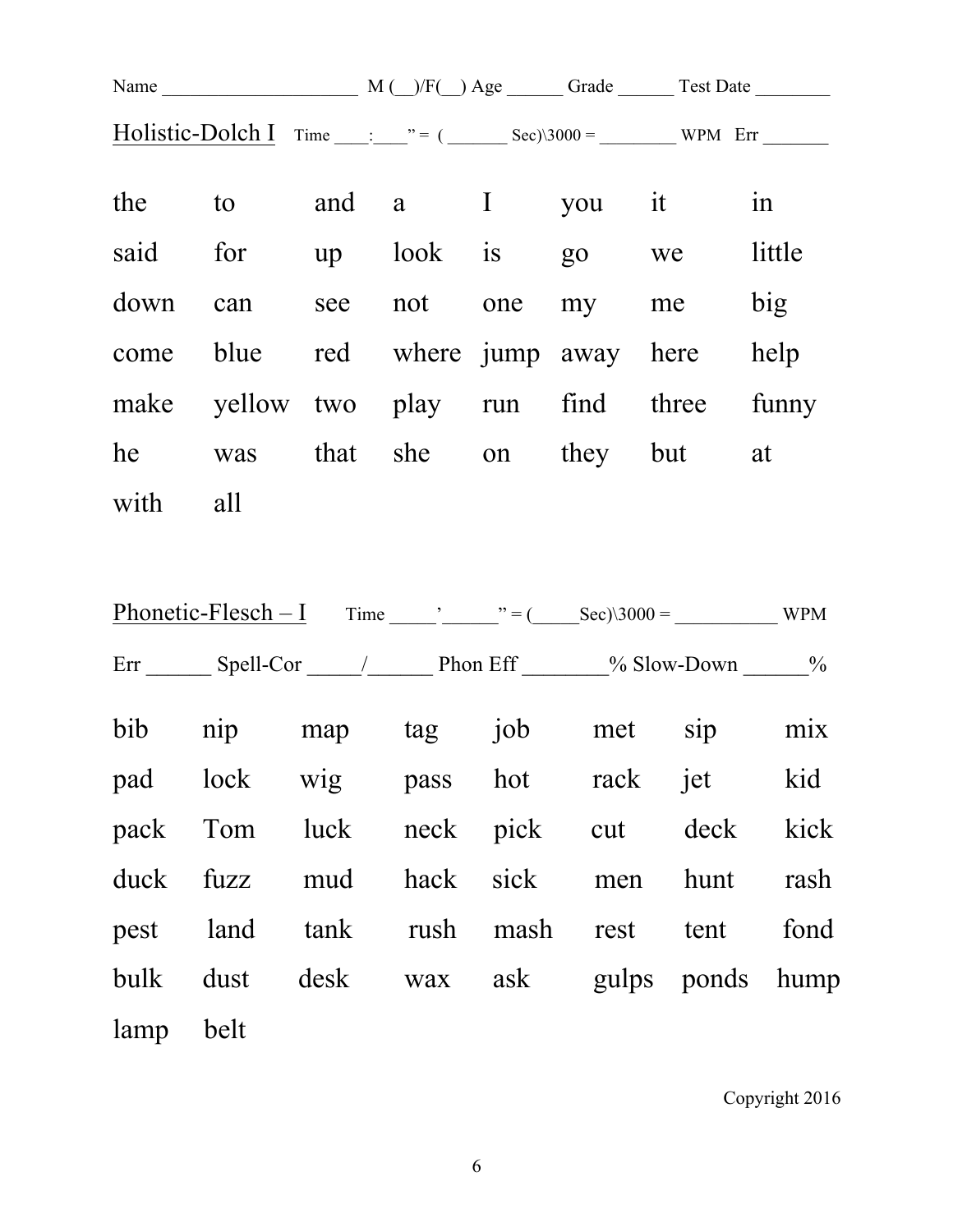Name ____________________ M (__)/F(__) Age ______ Grade ______ Test Date ________

Holistic-Dolch I Time ____:____" = ( _______ Sec)\3000 = ________ WPM Err _______

| | | | | | | | |
|---|---|---|---|---|---|---|---|
| the | to | and | a | I | you | it | in |
| said | for | up | look | is | go | we | little |
| down | can | see | not | one | my | me | big |
| come | blue | red | where | jump | away | here | help |
| make | yellow | two | play | run | find | three | funny |
| he | was | that | she | on | they | but | at |
| with | all | | | | | | |

Phonetic-Flesch – I Time _____'_____" = (_____Sec)\3000 = __________ WPM

Err ______ Spell-Cor _____/______ Phon Eff ________% Slow-Down ______%

| | | | | | | | |
|---|---|---|---|---|---|---|---|
| bib | nip | map | tag | job | met | sip | mix |
| pad | lock | wig | pass | hot | rack | jet | kid |
| pack | Tom | luck | neck | pick | cut | deck | kick |
| duck | fuzz | mud | hack | sick | men | hunt | rash |
| pest | land | tank | rush | mash | rest | tent | fond |
| bulk | dust | desk | wax | ask | gulps | ponds | hump |
| lamp | belt | | | | | | |

Copyright 2016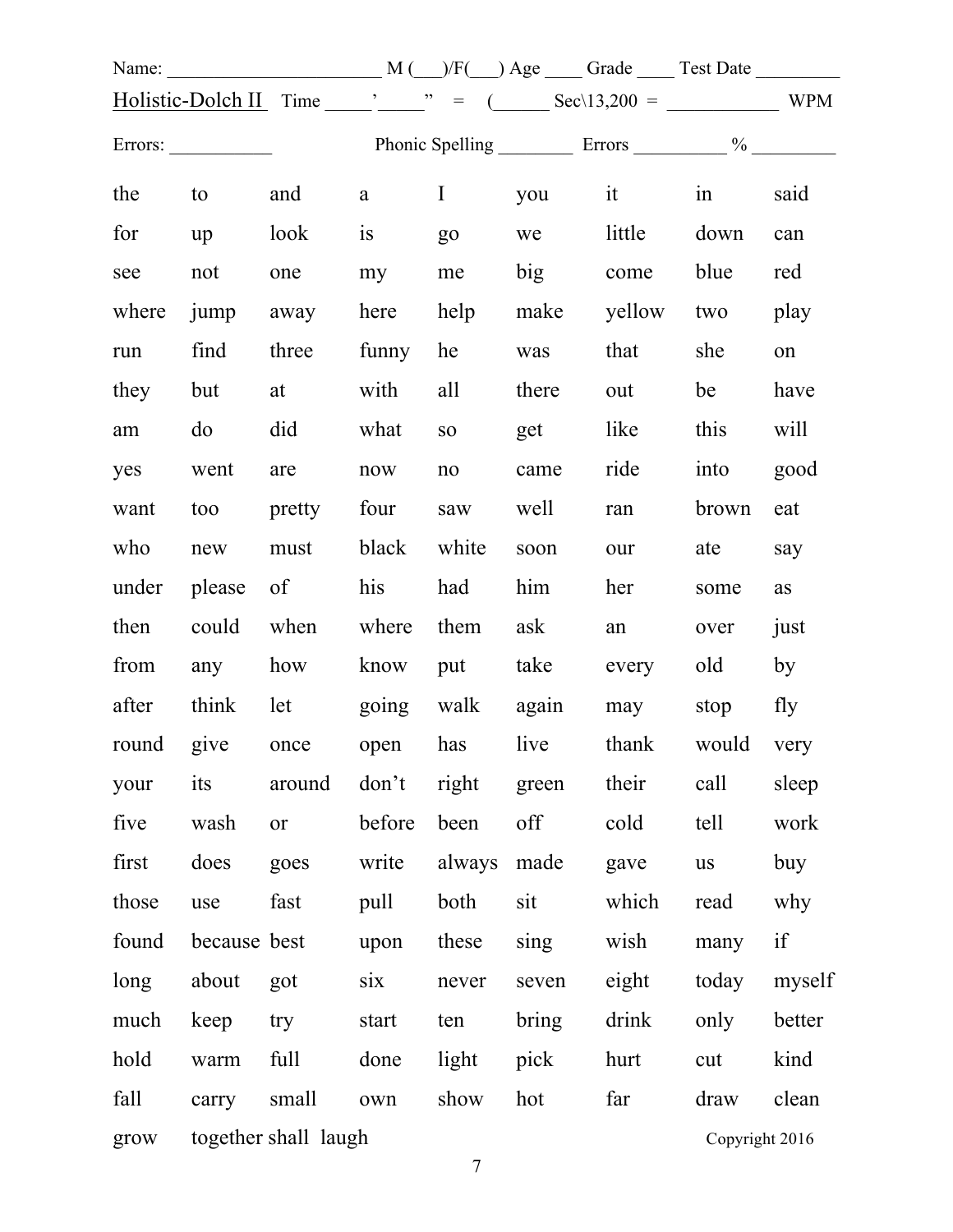Name: _______________________ M (___)/F(___) Age ____ Grade ____ Test Date _________

Holistic-Dolch II  Time _____'_____"  =  (______ Sec\13,200  =  ____________  WPM

Errors: ___________  Phonic Spelling ________  Errors __________ % _________

| | | | | | | | | |
|---|---|---|---|---|---|---|---|---|
| the | to | and | a | I | you | it | in | said |
| for | up | look | is | go | we | little | down | can |
| see | not | one | my | me | big | come | blue | red |
| where | jump | away | here | help | make | yellow | two | play |
| run | find | three | funny | he | was | that | she | on |
| they | but | at | with | all | there | out | be | have |
| am | do | did | what | so | get | like | this | will |
| yes | went | are | now | no | came | ride | into | good |
| want | too | pretty | four | saw | well | ran | brown | eat |
| who | new | must | black | white | soon | our | ate | say |
| under | please | of | his | had | him | her | some | as |
| then | could | when | where | them | ask | an | over | just |
| from | any | how | know | put | take | every | old | by |
| after | think | let | going | walk | again | may | stop | fly |
| round | give | once | open | has | live | thank | would | very |
| your | its | around | don't | right | green | their | call | sleep |
| five | wash | or | before | been | off | cold | tell | work |
| first | does | goes | write | always | made | gave | us | buy |
| those | use | fast | pull | both | sit | which | read | why |
| found | because | best | upon | these | sing | wish | many | if |
| long | about | got | six | never | seven | eight | today | myself |
| much | keep | try | start | ten | bring | drink | only | better |
| hold | warm | full | done | light | pick | hurt | cut | kind |
| fall | carry | small | own | show | hot | far | draw | clean |
| grow | together | shall | laugh | | | | | |

Copyright 2016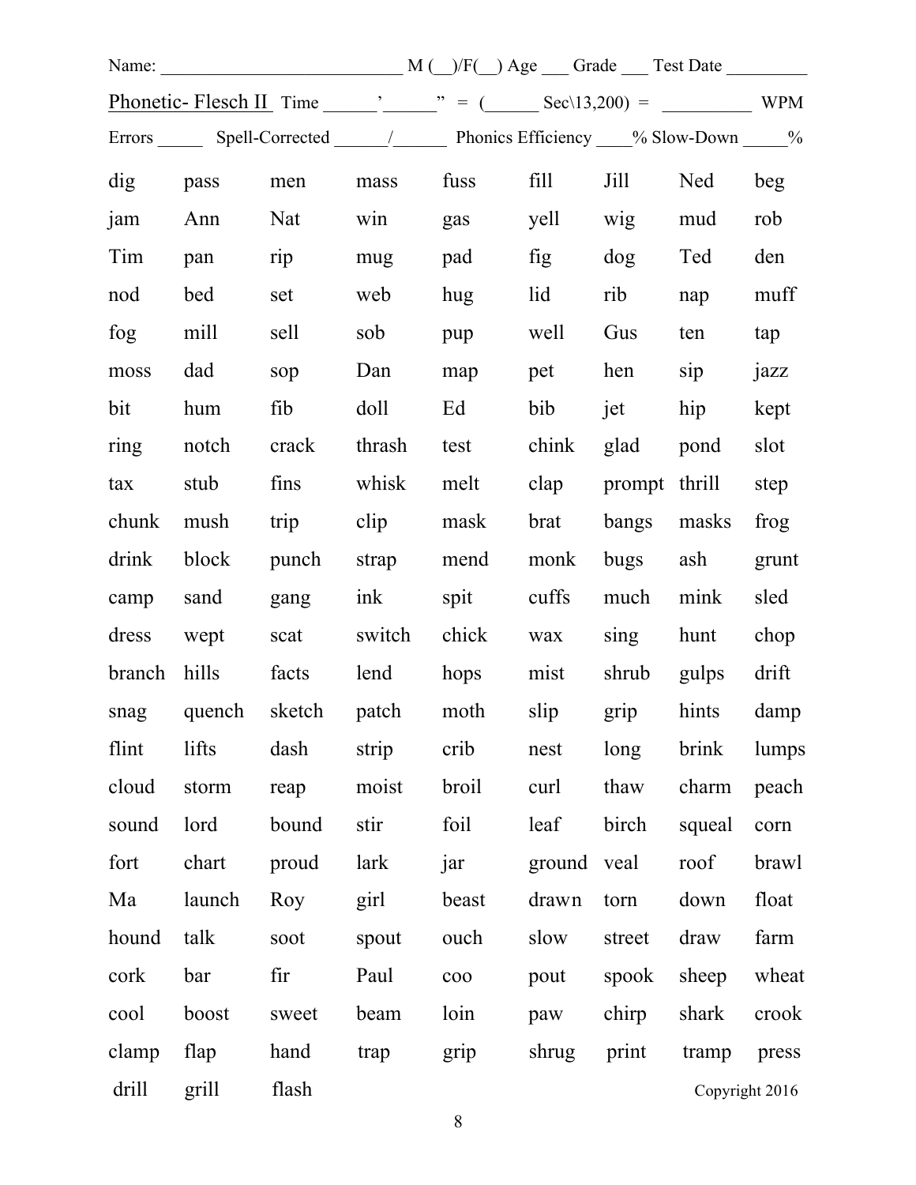Name: ___________________________ M (__)/F(__) Age ___ Grade ___ Test Date _________

Phonetic- Flesch II  Time ______'______" = (______ Sec\13,200) = __________ WPM

Errors _____ Spell-Corrected ______/______ Phonics Efficiency ____% Slow-Down _____%

| | | | | | | | | |
|---|---|---|---|---|---|---|---|---|
| dig | pass | men | mass | fuss | fill | Jill | Ned | beg |
| jam | Ann | Nat | win | gas | yell | wig | mud | rob |
| Tim | pan | rip | mug | pad | fig | dog | Ted | den |
| nod | bed | set | web | hug | lid | rib | nap | muff |
| fog | mill | sell | sob | pup | well | Gus | ten | tap |
| moss | dad | sop | Dan | map | pet | hen | sip | jazz |
| bit | hum | fib | doll | Ed | bib | jet | hip | kept |
| ring | notch | crack | thrash | test | chink | glad | pond | slot |
| tax | stub | fins | whisk | melt | clap | prompt | thrill | step |
| chunk | mush | trip | clip | mask | brat | bangs | masks | frog |
| drink | block | punch | strap | mend | monk | bugs | ash | grunt |
| camp | sand | gang | ink | spit | cuffs | much | mink | sled |
| dress | wept | scat | switch | chick | wax | sing | hunt | chop |
| branch | hills | facts | lend | hops | mist | shrub | gulps | drift |
| snag | quench | sketch | patch | moth | slip | grip | hints | damp |
| flint | lifts | dash | strip | crib | nest | long | brink | lumps |
| cloud | storm | reap | moist | broil | curl | thaw | charm | peach |
| sound | lord | bound | stir | foil | leaf | birch | squeal | corn |
| fort | chart | proud | lark | jar | ground | veal | roof | brawl |
| Ma | launch | Roy | girl | beast | drawn | torn | down | float |
| hound | talk | soot | spout | ouch | slow | street | draw | farm |
| cork | bar | fir | Paul | coo | pout | spook | sheep | wheat |
| cool | boost | sweet | beam | loin | paw | chirp | shark | crook |
| clamp | flap | hand | trap | grip | shrug | print | tramp | press |
| drill | grill | flash | | | | | | |

Copyright 2016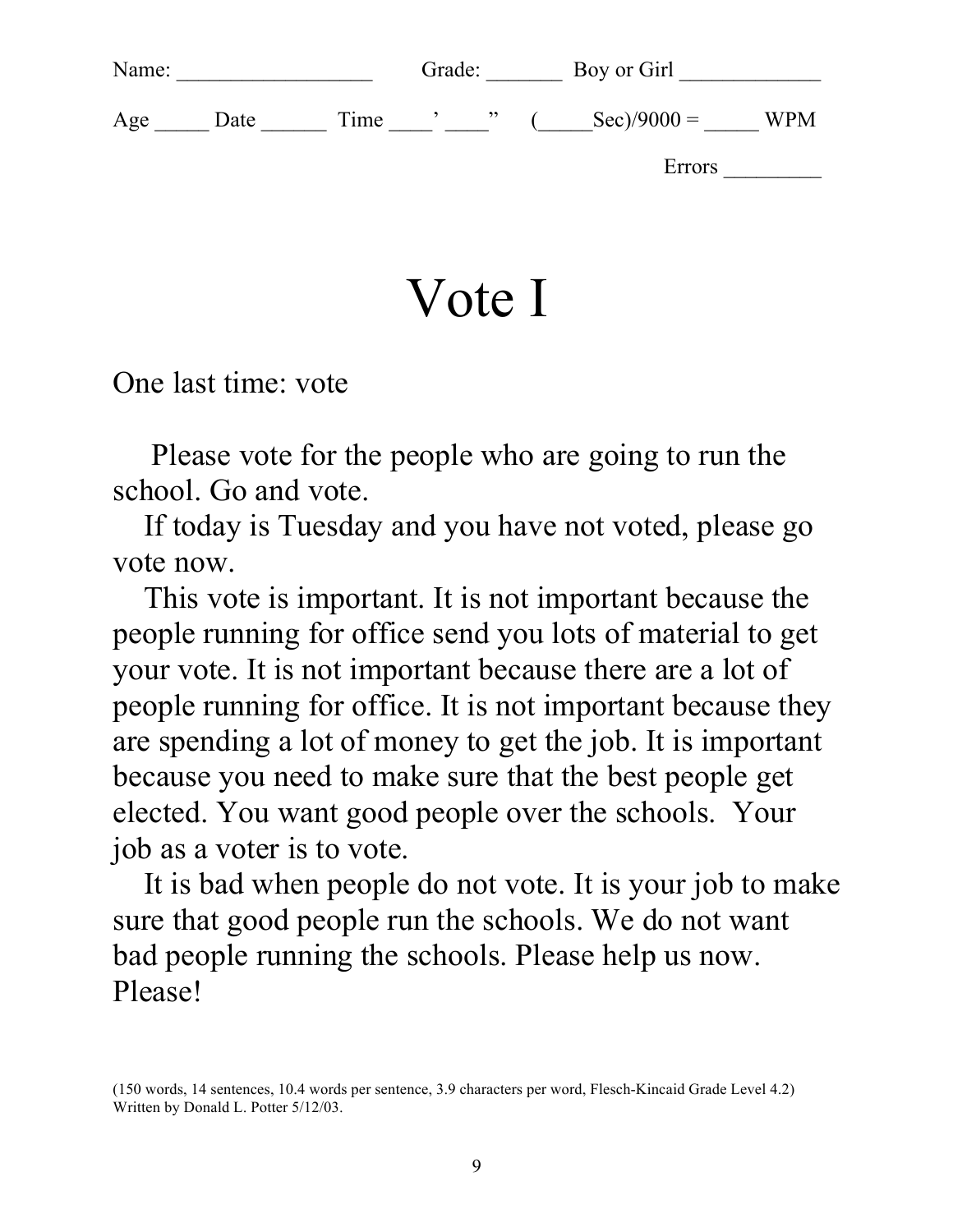Name: _________________ Grade: _______ Boy or Girl ____________

Age _____ Date ______ Time ____’ ____” (_____Sec)/9000 = _____ WPM

Errors _________

# Vote I

One last time: vote

Please vote for the people who are going to run the school. Go and vote.

If today is Tuesday and you have not voted, please go vote now.

This vote is important. It is not important because the people running for office send you lots of material to get your vote. It is not important because there are a lot of people running for office. It is not important because they are spending a lot of money to get the job. It is important because you need to make sure that the best people get elected. You want good people over the schools. Your job as a voter is to vote.

It is bad when people do not vote. It is your job to make sure that good people run the schools. We do not want bad people running the schools. Please help us now. Please!

(150 words, 14 sentences, 10.4 words per sentence, 3.9 characters per word, Flesch-Kincaid Grade Level 4.2)
Written by Donald L. Potter 5/12/03.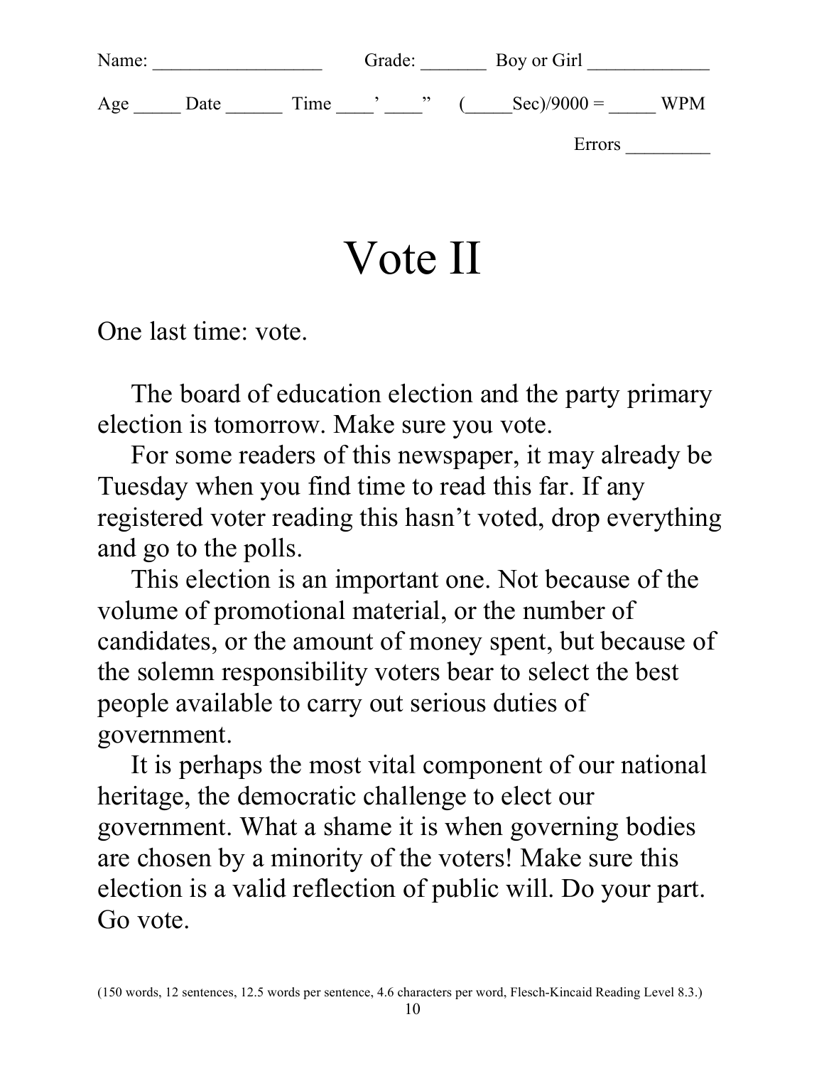Name: __________________ Grade: _______ Boy or Girl _____________

Age _____ Date ______ Time ____’ ____” (_____Sec)/9000 = _____ WPM

Errors _________

# Vote II

One last time: vote.

The board of education election and the party primary election is tomorrow. Make sure you vote.

For some readers of this newspaper, it may already be Tuesday when you find time to read this far. If any registered voter reading this hasn’t voted, drop everything and go to the polls.

This election is an important one. Not because of the volume of promotional material, or the number of candidates, or the amount of money spent, but because of the solemn responsibility voters bear to select the best people available to carry out serious duties of government.

It is perhaps the most vital component of our national heritage, the democratic challenge to elect our government. What a shame it is when governing bodies are chosen by a minority of the voters! Make sure this election is a valid reflection of public will. Do your part. Go vote.

(150 words, 12 sentences, 12.5 words per sentence, 4.6 characters per word, Flesch-Kincaid Reading Level 8.3.)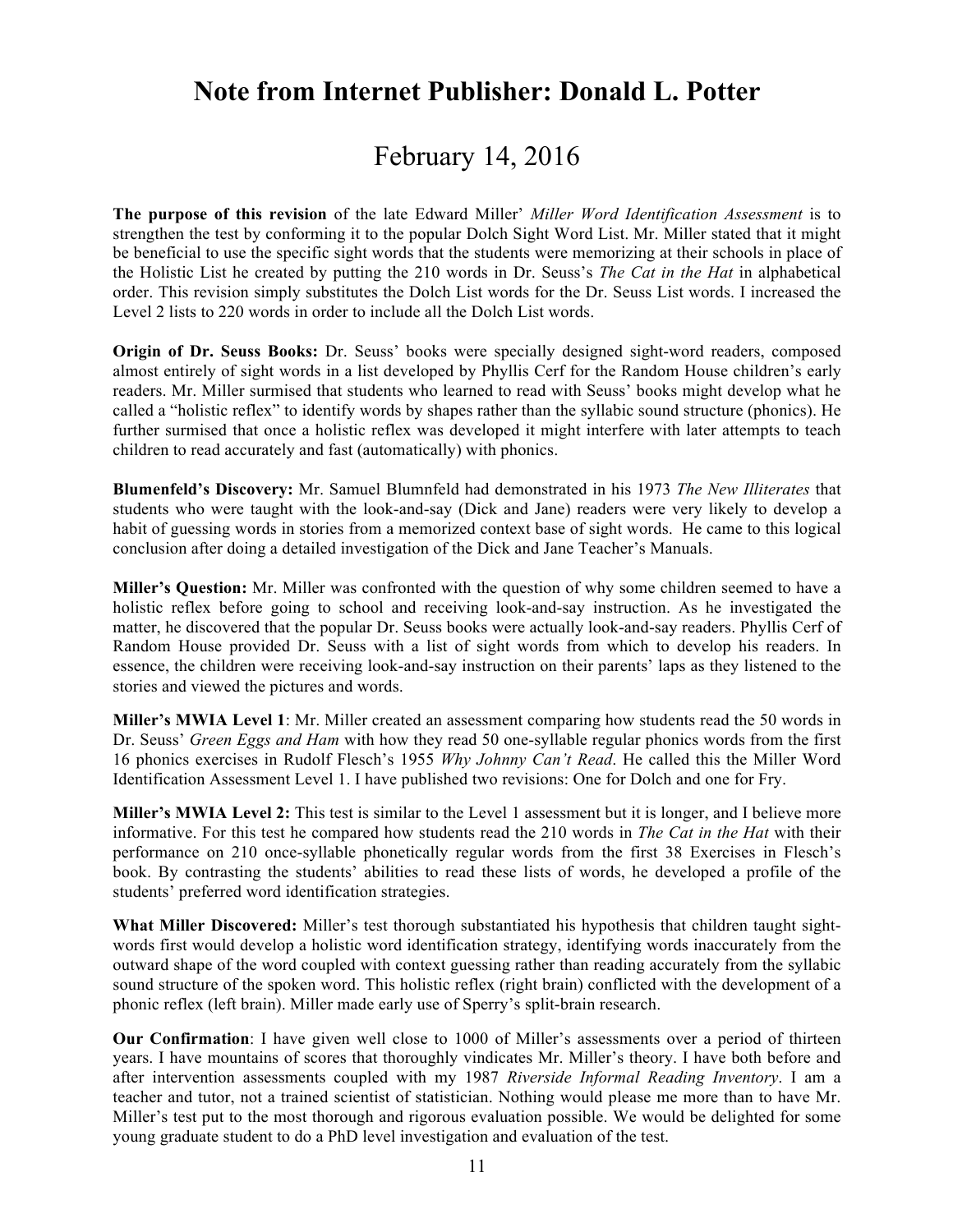# Note from Internet Publisher: Donald L. Potter

## February 14, 2016

**The purpose of this revision** of the late Edward Miller' *Miller Word Identification Assessment* is to strengthen the test by conforming it to the popular Dolch Sight Word List. Mr. Miller stated that it might be beneficial to use the specific sight words that the students were memorizing at their schools in place of the Holistic List he created by putting the 210 words in Dr. Seuss's *The Cat in the Hat* in alphabetical order. This revision simply substitutes the Dolch List words for the Dr. Seuss List words. I increased the Level 2 lists to 220 words in order to include all the Dolch List words.

**Origin of Dr. Seuss Books:** Dr. Seuss' books were specially designed sight-word readers, composed almost entirely of sight words in a list developed by Phyllis Cerf for the Random House children's early readers. Mr. Miller surmised that students who learned to read with Seuss' books might develop what he called a "holistic reflex" to identify words by shapes rather than the syllabic sound structure (phonics). He further surmised that once a holistic reflex was developed it might interfere with later attempts to teach children to read accurately and fast (automatically) with phonics.

**Blumenfeld's Discovery:** Mr. Samuel Blumnfeld had demonstrated in his 1973 *The New Illiterates* that students who were taught with the look-and-say (Dick and Jane) readers were very likely to develop a habit of guessing words in stories from a memorized context base of sight words. He came to this logical conclusion after doing a detailed investigation of the Dick and Jane Teacher's Manuals.

**Miller's Question:** Mr. Miller was confronted with the question of why some children seemed to have a holistic reflex before going to school and receiving look-and-say instruction. As he investigated the matter, he discovered that the popular Dr. Seuss books were actually look-and-say readers. Phyllis Cerf of Random House provided Dr. Seuss with a list of sight words from which to develop his readers. In essence, the children were receiving look-and-say instruction on their parents' laps as they listened to the stories and viewed the pictures and words.

**Miller's MWIA Level 1**: Mr. Miller created an assessment comparing how students read the 50 words in Dr. Seuss' *Green Eggs and Ham* with how they read 50 one-syllable regular phonics words from the first 16 phonics exercises in Rudolf Flesch's 1955 *Why Johnny Can't Read*. He called this the Miller Word Identification Assessment Level 1. I have published two revisions: One for Dolch and one for Fry.

**Miller's MWIA Level 2:** This test is similar to the Level 1 assessment but it is longer, and I believe more informative. For this test he compared how students read the 210 words in *The Cat in the Hat* with their performance on 210 once-syllable phonetically regular words from the first 38 Exercises in Flesch's book. By contrasting the students' abilities to read these lists of words, he developed a profile of the students' preferred word identification strategies.

**What Miller Discovered:** Miller's test thorough substantiated his hypothesis that children taught sight-words first would develop a holistic word identification strategy, identifying words inaccurately from the outward shape of the word coupled with context guessing rather than reading accurately from the syllabic sound structure of the spoken word. This holistic reflex (right brain) conflicted with the development of a phonic reflex (left brain). Miller made early use of Sperry's split-brain research.

**Our Confirmation**: I have given well close to 1000 of Miller's assessments over a period of thirteen years. I have mountains of scores that thoroughly vindicates Mr. Miller's theory. I have both before and after intervention assessments coupled with my 1987 *Riverside Informal Reading Inventory*. I am a teacher and tutor, not a trained scientist of statistician. Nothing would please me more than to have Mr. Miller's test put to the most thorough and rigorous evaluation possible. We would be delighted for some young graduate student to do a PhD level investigation and evaluation of the test.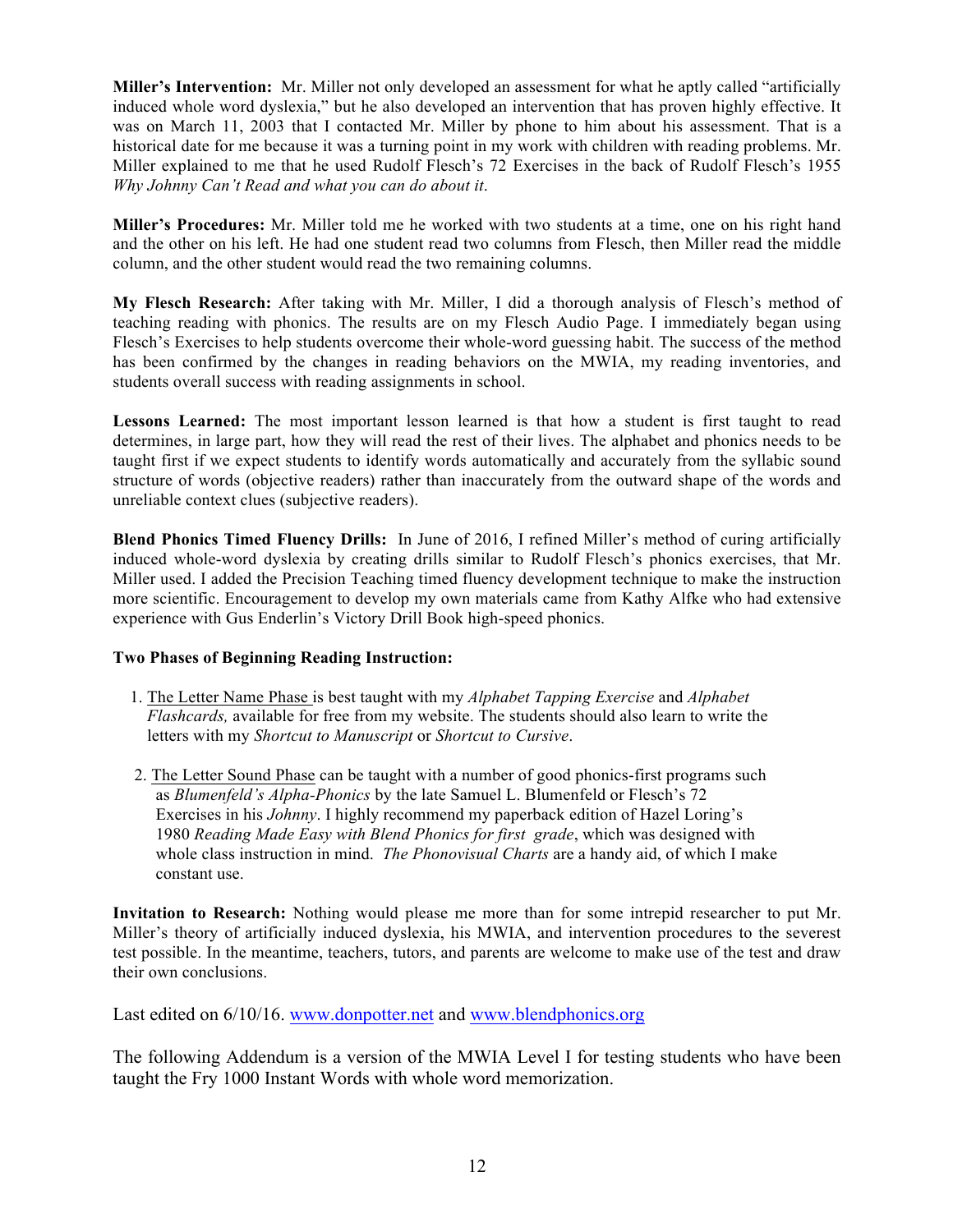**Miller's Intervention:** Mr. Miller not only developed an assessment for what he aptly called "artificially induced whole word dyslexia," but he also developed an intervention that has proven highly effective. It was on March 11, 2003 that I contacted Mr. Miller by phone to him about his assessment. That is a historical date for me because it was a turning point in my work with children with reading problems. Mr. Miller explained to me that he used Rudolf Flesch's 72 Exercises in the back of Rudolf Flesch's 1955 *Why Johnny Can't Read and what you can do about it*.

**Miller's Procedures:** Mr. Miller told me he worked with two students at a time, one on his right hand and the other on his left. He had one student read two columns from Flesch, then Miller read the middle column, and the other student would read the two remaining columns.

**My Flesch Research:** After taking with Mr. Miller, I did a thorough analysis of Flesch's method of teaching reading with phonics. The results are on my Flesch Audio Page. I immediately began using Flesch's Exercises to help students overcome their whole-word guessing habit. The success of the method has been confirmed by the changes in reading behaviors on the MWIA, my reading inventories, and students overall success with reading assignments in school.

**Lessons Learned:** The most important lesson learned is that how a student is first taught to read determines, in large part, how they will read the rest of their lives. The alphabet and phonics needs to be taught first if we expect students to identify words automatically and accurately from the syllabic sound structure of words (objective readers) rather than inaccurately from the outward shape of the words and unreliable context clues (subjective readers).

**Blend Phonics Timed Fluency Drills:** In June of 2016, I refined Miller's method of curing artificially induced whole-word dyslexia by creating drills similar to Rudolf Flesch's phonics exercises, that Mr. Miller used. I added the Precision Teaching timed fluency development technique to make the instruction more scientific. Encouragement to develop my own materials came from Kathy Alfke who had extensive experience with Gus Enderlin's Victory Drill Book high-speed phonics.

**Two Phases of Beginning Reading Instruction:**

1. The Letter Name Phase is best taught with my *Alphabet Tapping Exercise* and *Alphabet Flashcards,* available for free from my website. The students should also learn to write the letters with my *Shortcut to Manuscript* or *Shortcut to Cursive*.

2. The Letter Sound Phase can be taught with a number of good phonics-first programs such as *Blumenfeld's Alpha-Phonics* by the late Samuel L. Blumenfeld or Flesch's 72 Exercises in his *Johnny*. I highly recommend my paperback edition of Hazel Loring's 1980 *Reading Made Easy with Blend Phonics for first grade*, which was designed with whole class instruction in mind. *The Phonovisual Charts* are a handy aid, of which I make constant use.

**Invitation to Research:** Nothing would please me more than for some intrepid researcher to put Mr. Miller's theory of artificially induced dyslexia, his MWIA, and intervention procedures to the severest test possible. In the meantime, teachers, tutors, and parents are welcome to make use of the test and draw their own conclusions.

Last edited on 6/10/16. www.donpotter.net and www.blendphonics.org

The following Addendum is a version of the MWIA Level I for testing students who have been taught the Fry 1000 Instant Words with whole word memorization.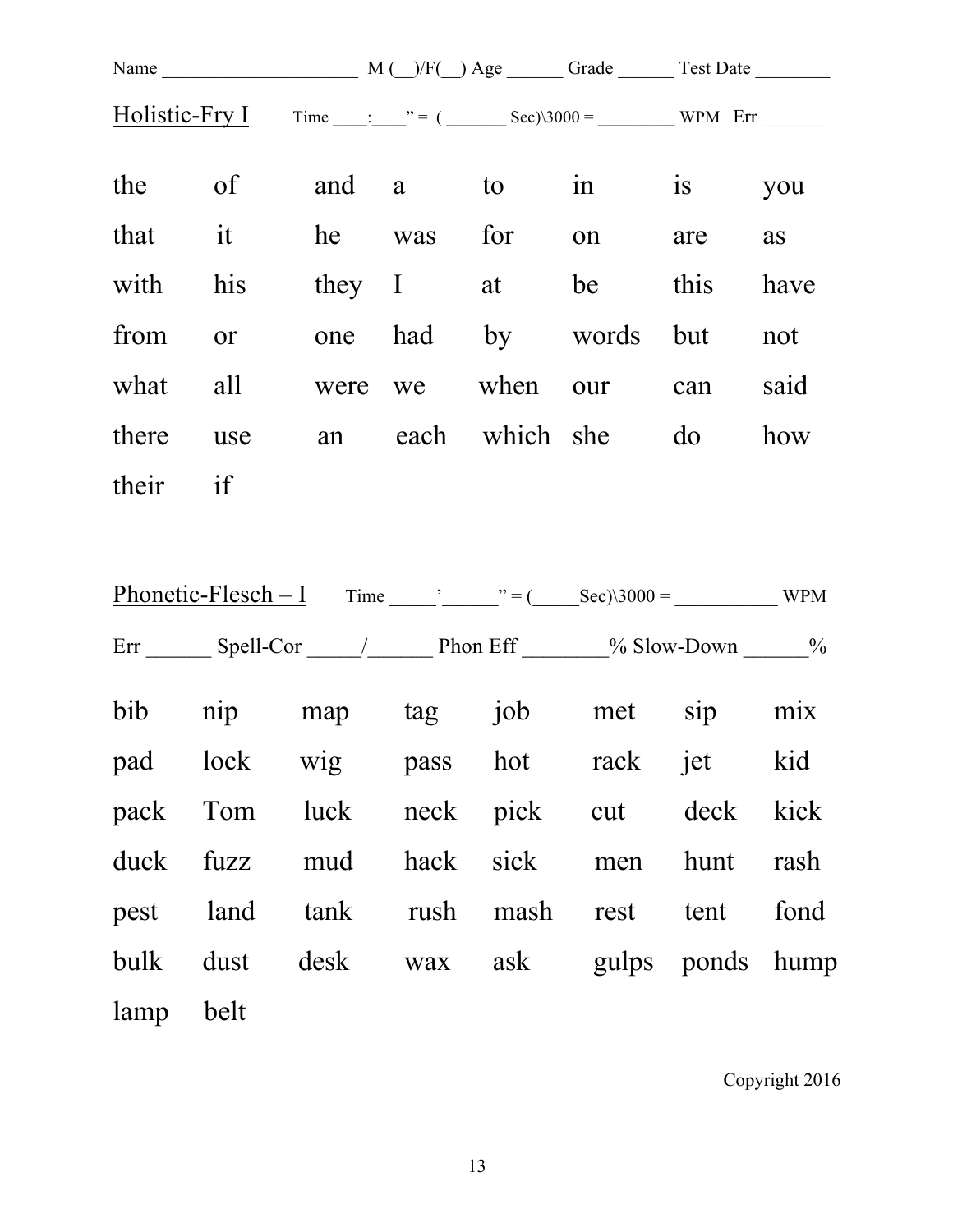Name ____________________ M (__)/F(__) Age ______ Grade ______ Test Date ________

Holistic-Fry I Time ____:____" = ( _______ Sec)\3000 = ________ WPM Err _______

| | | | | | | | |
|---|---|---|---|---|---|---|---|
| the | of | and | a | to | in | is | you |
| that | it | he | was | for | on | are | as |
| with | his | they | I | at | be | this | have |
| from | or | one | had | by | words | but | not |
| what | all | were | we | when | our | can | said |
| there | use | an | each | which | she | do | how |
| their | if | | | | | | |

Phonetic-Flesch – I Time _____'_____" = (_____Sec)\3000 = __________ WPM

Err ______ Spell-Cor _____/______ Phon Eff ________% Slow-Down ______%

| | | | | | | | |
|---|---|---|---|---|---|---|---|
| bib | nip | map | tag | job | met | sip | mix |
| pad | lock | wig | pass | hot | rack | jet | kid |
| pack | Tom | luck | neck | pick | cut | deck | kick |
| duck | fuzz | mud | hack | sick | men | hunt | rash |
| pest | land | tank | rush | mash | rest | tent | fond |
| bulk | dust | desk | wax | ask | gulps | ponds | hump |
| lamp | belt | | | | | | |

Copyright 2016